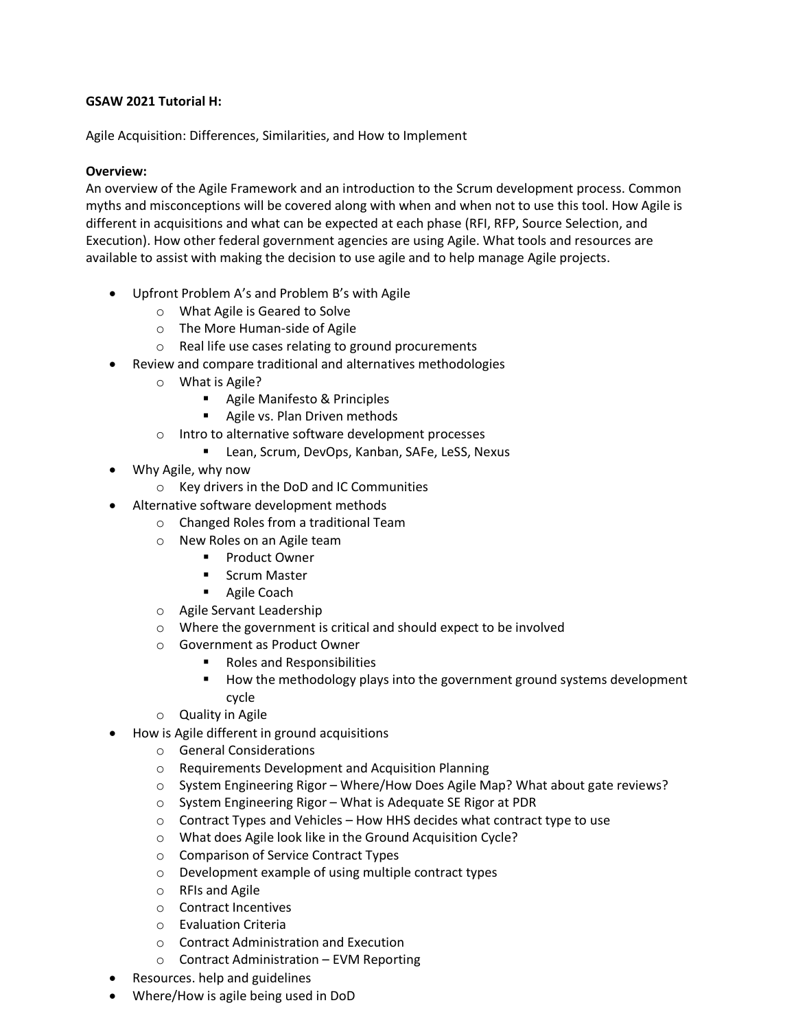**GSAW 2021 Tutorial H:**

Agile Acquisition: Differences, Similarities, and How to Implement

**Overview:**
An overview of the Agile Framework and an introduction to the Scrum development process. Common myths and misconceptions will be covered along with when and when not to use this tool. How Agile is different in acquisitions and what can be expected at each phase (RFI, RFP, Source Selection, and Execution). How other federal government agencies are using Agile. What tools and resources are available to assist with making the decision to use agile and to help manage Agile projects.

- Upfront Problem A's and Problem B's with Agile
  - What Agile is Geared to Solve
  - The More Human-side of Agile
  - Real life use cases relating to ground procurements
- Review and compare traditional and alternatives methodologies
  - What is Agile?
    - Agile Manifesto & Principles
    - Agile vs. Plan Driven methods
  - Intro to alternative software development processes
    - Lean, Scrum, DevOps, Kanban, SAFe, LeSS, Nexus
- Why Agile, why now
  - Key drivers in the DoD and IC Communities
- Alternative software development methods
  - Changed Roles from a traditional Team
  - New Roles on an Agile team
    - Product Owner
    - Scrum Master
    - Agile Coach
  - Agile Servant Leadership
  - Where the government is critical and should expect to be involved
  - Government as Product Owner
    - Roles and Responsibilities
    - How the methodology plays into the government ground systems development cycle
  - Quality in Agile
- How is Agile different in ground acquisitions
  - General Considerations
  - Requirements Development and Acquisition Planning
  - System Engineering Rigor – Where/How Does Agile Map? What about gate reviews?
  - System Engineering Rigor – What is Adequate SE Rigor at PDR
  - Contract Types and Vehicles – How HHS decides what contract type to use
  - What does Agile look like in the Ground Acquisition Cycle?
  - Comparison of Service Contract Types
  - Development example of using multiple contract types
  - RFIs and Agile
  - Contract Incentives
  - Evaluation Criteria
  - Contract Administration and Execution
  - Contract Administration – EVM Reporting
- Resources. help and guidelines
- Where/How is agile being used in DoD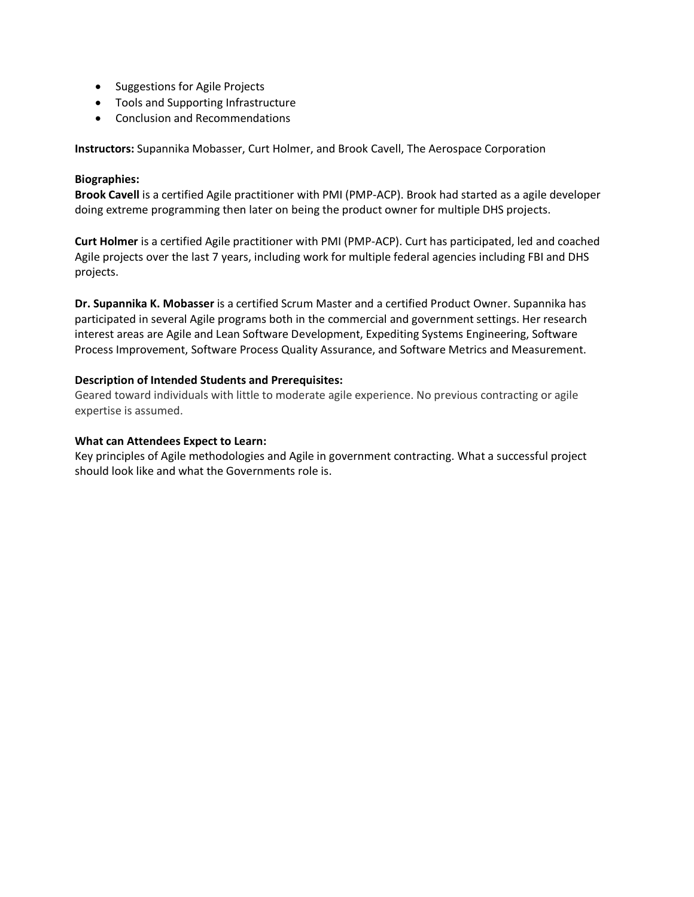- Suggestions for Agile Projects
- Tools and Supporting Infrastructure
- Conclusion and Recommendations

**Instructors:** Supannika Mobasser, Curt Holmer, and Brook Cavell, The Aerospace Corporation

**Biographies:**

**Brook Cavell** is a certified Agile practitioner with PMI (PMP-ACP). Brook had started as a agile developer doing extreme programming then later on being the product owner for multiple DHS projects.

**Curt Holmer** is a certified Agile practitioner with PMI (PMP-ACP). Curt has participated, led and coached Agile projects over the last 7 years, including work for multiple federal agencies including FBI and DHS projects.

**Dr. Supannika K. Mobasser** is a certified Scrum Master and a certified Product Owner. Supannika has participated in several Agile programs both in the commercial and government settings. Her research interest areas are Agile and Lean Software Development, Expediting Systems Engineering, Software Process Improvement, Software Process Quality Assurance, and Software Metrics and Measurement.

**Description of Intended Students and Prerequisites:**

Geared toward individuals with little to moderate agile experience. No previous contracting or agile expertise is assumed.

**What can Attendees Expect to Learn:**

Key principles of Agile methodologies and Agile in government contracting. What a successful project should look like and what the Governments role is.